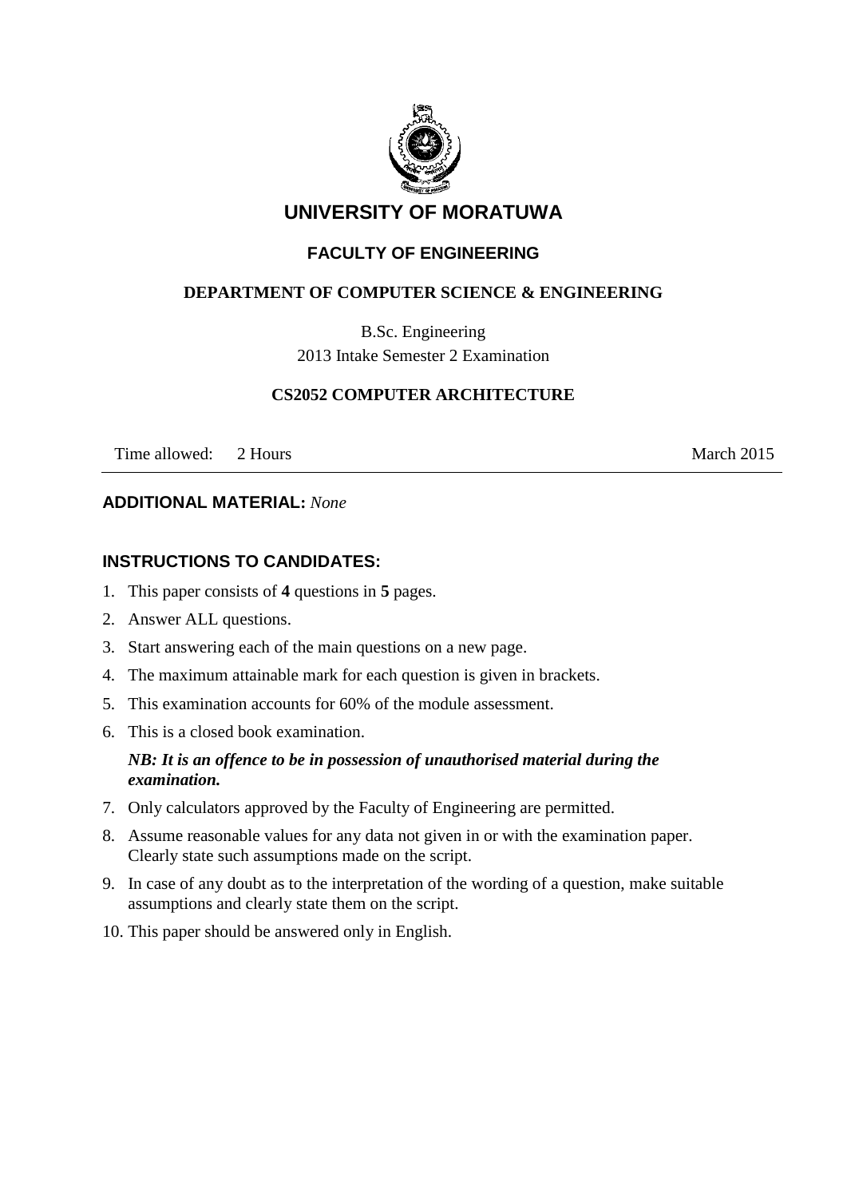# UNIVERSITY OF MORATUWA

## FACULTY OF ENGINEERING

### DEPARTMENT OF COMPUTER SCIENCE & ENGINEERING

B.Sc. Engineering

2013 Intake Semester 2 Examination

**CS2052 COMPUTER ARCHITECTURE**

Time allowed: 2 Hours — March 2015

---

**ADDITIONAL MATERIAL:** *None*

**INSTRUCTIONS TO CANDIDATES:**

1. This paper consists of **4** questions in **5** pages.
2. Answer ALL questions.
3. Start answering each of the main questions on a new page.
4. The maximum attainable mark for each question is given in brackets.
5. This examination accounts for 60% of the module assessment.
6. This is a closed book examination.

   ***NB: It is an offence to be in possession of unauthorised material during the examination.***
7. Only calculators approved by the Faculty of Engineering are permitted.
8. Assume reasonable values for any data not given in or with the examination paper. Clearly state such assumptions made on the script.
9. In case of any doubt as to the interpretation of the wording of a question, make suitable assumptions and clearly state them on the script.
10. This paper should be answered only in English.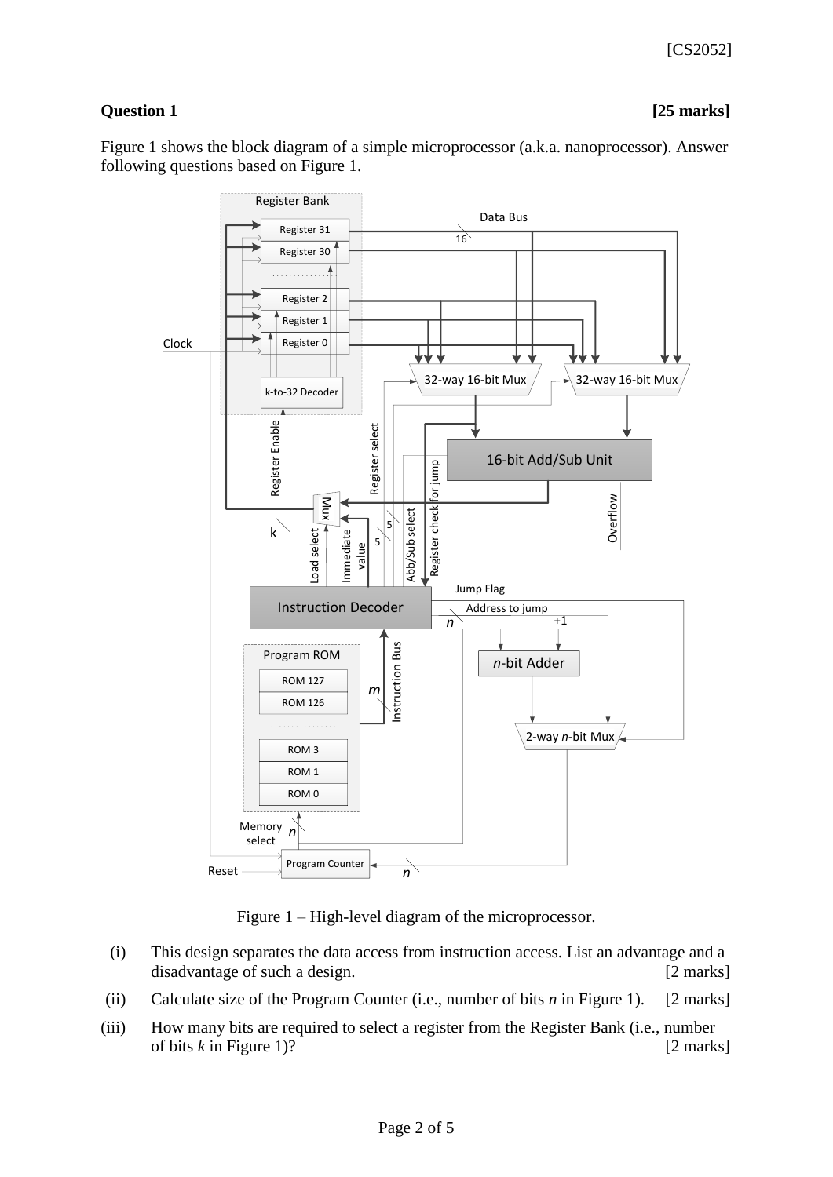**Question 1** **[25 marks]**

Figure 1 shows the block diagram of a simple microprocessor (a.k.a. nanoprocessor). Answer following questions based on Figure 1.

Figure 1 – High-level diagram of the microprocessor.

(i) This design separates the data access from instruction access. List an advantage and a disadvantage of such a design. [2 marks]

(ii) Calculate size of the Program Counter (i.e., number of bits *n* in Figure 1). [2 marks]

(iii) How many bits are required to select a register from the Register Bank (i.e., number of bits *k* in Figure 1)? [2 marks]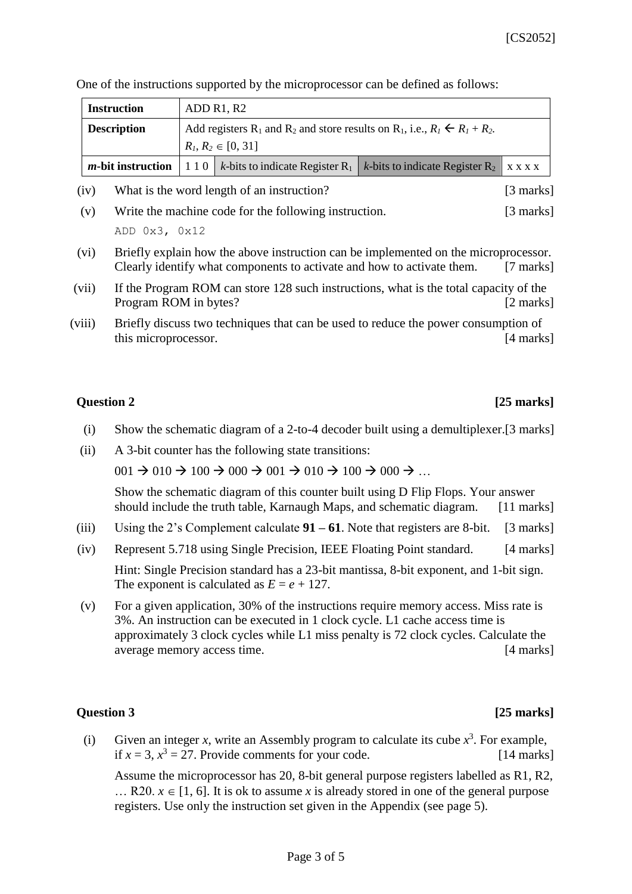One of the instructions supported by the microprocessor can be defined as follows:

| **Instruction** | ADD R1, R2 | | | |
|---|---|---|---|---|
| **Description** | Add registers $R_1$ and $R_2$ and store results on $R_1$, i.e., $R_1 \leftarrow R_1 + R_2$. $R_1, R_2 \in [0, 31]$ | | | |
| ***m*-bit instruction** | 1 1 0 | *k*-bits to indicate Register $R_1$ | *k*-bits to indicate Register $R_2$ | x x x x |

(iv) What is the word length of an instruction? [3 marks]

(v) Write the machine code for the following instruction. [3 marks]

```
ADD 0x3, 0x12
```

(vi) Briefly explain how the above instruction can be implemented on the microprocessor. Clearly identify what components to activate and how to activate them. [7 marks]

(vii) If the Program ROM can store 128 such instructions, what is the total capacity of the Program ROM in bytes? [2 marks]

(viii) Briefly discuss two techniques that can be used to reduce the power consumption of this microprocessor. [4 marks]

## Question 2 [25 marks]

(i) Show the schematic diagram of a 2-to-4 decoder built using a demultiplexer. [3 marks]

(ii) A 3-bit counter has the following state transitions:

001 → 010 → 100 → 000 → 001 → 010 → 100 → 000 → …

Show the schematic diagram of this counter built using D Flip Flops. Your answer should include the truth table, Karnaugh Maps, and schematic diagram. [11 marks]

(iii) Using the 2's Complement calculate **91 – 61**. Note that registers are 8-bit. [3 marks]

(iv) Represent 5.718 using Single Precision, IEEE Floating Point standard. [4 marks]

Hint: Single Precision standard has a 23-bit mantissa, 8-bit exponent, and 1-bit sign. The exponent is calculated as $E = e + 127$.

(v) For a given application, 30% of the instructions require memory access. Miss rate is 3%. An instruction can be executed in 1 clock cycle. L1 cache access time is approximately 3 clock cycles while L1 miss penalty is 72 clock cycles. Calculate the average memory access time. [4 marks]

## Question 3 [25 marks]

(i) Given an integer $x$, write an Assembly program to calculate its cube $x^3$. For example, if $x = 3$, $x^3 = 27$. Provide comments for your code. [14 marks]

Assume the microprocessor has 20, 8-bit general purpose registers labelled as R1, R2, … R20. $x \in [1, 6]$. It is ok to assume $x$ is already stored in one of the general purpose registers. Use only the instruction set given in the Appendix (see page 5).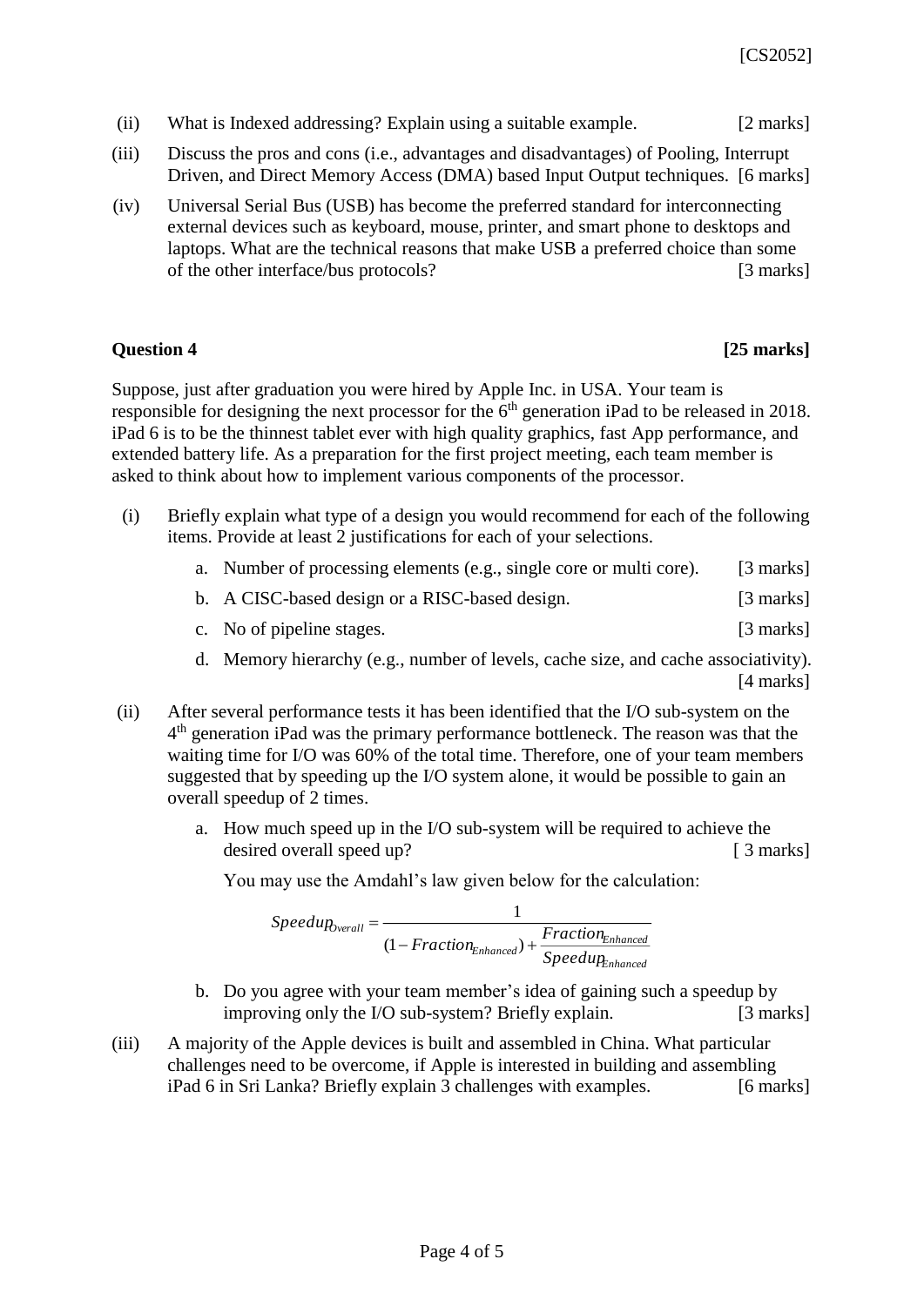(ii) What is Indexed addressing? Explain using a suitable example. [2 marks]

(iii) Discuss the pros and cons (i.e., advantages and disadvantages) of Pooling, Interrupt Driven, and Direct Memory Access (DMA) based Input Output techniques. [6 marks]

(iv) Universal Serial Bus (USB) has become the preferred standard for interconnecting external devices such as keyboard, mouse, printer, and smart phone to desktops and laptops. What are the technical reasons that make USB a preferred choice than some of the other interface/bus protocols? [3 marks]

**Question 4** **[25 marks]**

Suppose, just after graduation you were hired by Apple Inc. in USA. Your team is responsible for designing the next processor for the 6th generation iPad to be released in 2018. iPad 6 is to be the thinnest tablet ever with high quality graphics, fast App performance, and extended battery life. As a preparation for the first project meeting, each team member is asked to think about how to implement various components of the processor.

(i) Briefly explain what type of a design you would recommend for each of the following items. Provide at least 2 justifications for each of your selections.

a. Number of processing elements (e.g., single core or multi core). [3 marks]

b. A CISC-based design or a RISC-based design. [3 marks]

c. No of pipeline stages. [3 marks]

d. Memory hierarchy (e.g., number of levels, cache size, and cache associativity). [4 marks]

(ii) After several performance tests it has been identified that the I/O sub-system on the 4th generation iPad was the primary performance bottleneck. The reason was that the waiting time for I/O was 60% of the total time. Therefore, one of your team members suggested that by speeding up the I/O system alone, it would be possible to gain an overall speedup of 2 times.

a. How much speed up in the I/O sub-system will be required to achieve the desired overall speed up? [ 3 marks]

You may use the Amdahl's law given below for the calculation:

$$Speedup_{Overall} = \frac{1}{(1 - Fraction_{Enhanced}) + \frac{Fraction_{Enhanced}}{Speedup_{Enhanced}}}$$

b. Do you agree with your team member's idea of gaining such a speedup by improving only the I/O sub-system? Briefly explain. [3 marks]

(iii) A majority of the Apple devices is built and assembled in China. What particular challenges need to be overcome, if Apple is interested in building and assembling iPad 6 in Sri Lanka? Briefly explain 3 challenges with examples. [6 marks]